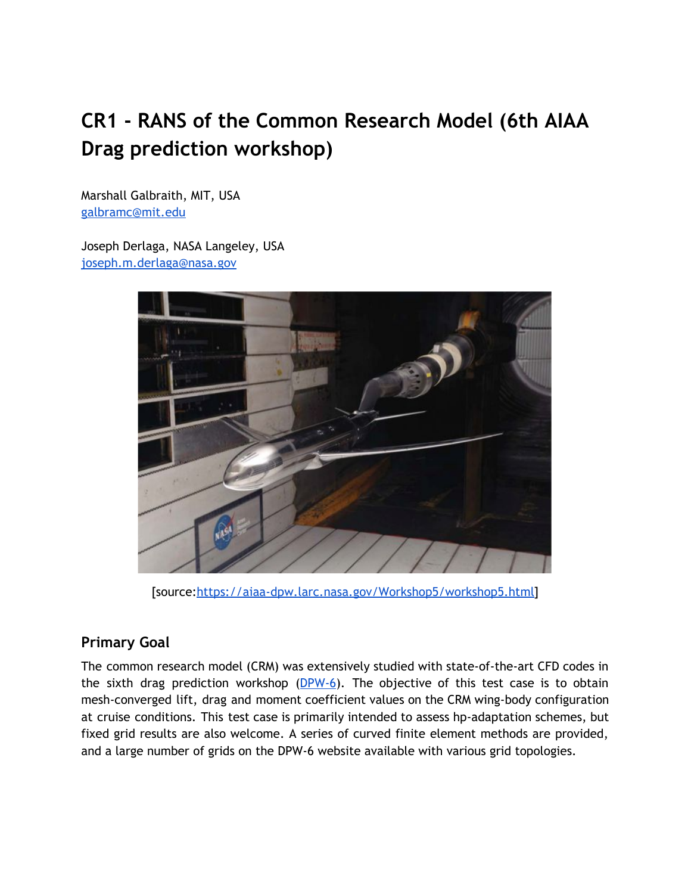# CR1 - RANS of the Common Research Model (6th AIAA Drag prediction workshop)

Marshall Galbraith, MIT, USA
galbramc@mit.edu

Joseph Derlaga, NASA Langeley, USA
joseph.m.derlaga@nasa.gov

[source:https://aiaa-dpw.larc.nasa.gov/Workshop5/workshop5.html]

## Primary Goal

The common research model (CRM) was extensively studied with state-of-the-art CFD codes in the sixth drag prediction workshop (DPW-6). The objective of this test case is to obtain mesh-converged lift, drag and moment coefficient values on the CRM wing-body configuration at cruise conditions. This test case is primarily intended to assess hp-adaptation schemes, but fixed grid results are also welcome. A series of curved finite element methods are provided, and a large number of grids on the DPW-6 website available with various grid topologies.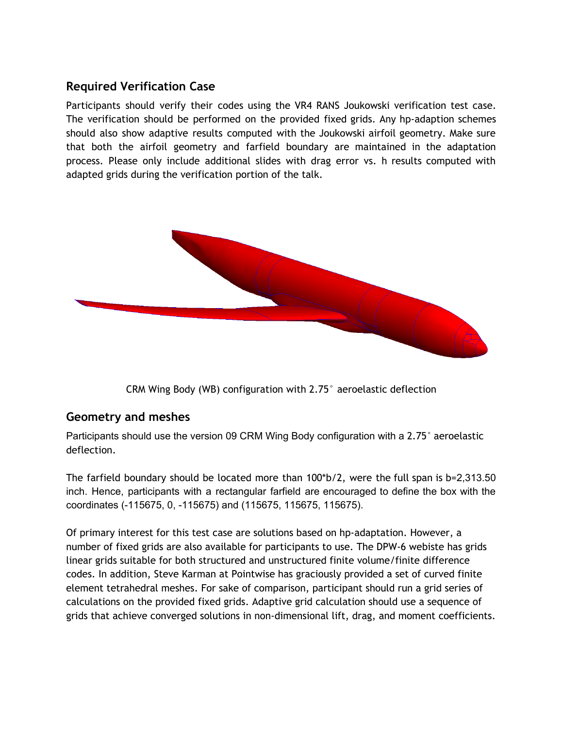## Required Verification Case

Participants should verify their codes using the VR4 RANS Joukowski verification test case. The verification should be performed on the provided fixed grids. Any hp-adaption schemes should also show adaptive results computed with the Joukowski airfoil geometry. Make sure that both the airfoil geometry and farfield boundary are maintained in the adaptation process. Please only include additional slides with drag error vs. h results computed with adapted grids during the verification portion of the talk.

CRM Wing Body (WB) configuration with 2.75° aeroelastic deflection

## Geometry and meshes

Participants should use the version 09 CRM Wing Body configuration with a 2.75° aeroelastic deflection.

The farfield boundary should be located more than 100*b/2, were the full span is b=2,313.50 inch. Hence, participants with a rectangular farfield are encouraged to define the box with the coordinates (-115675, 0, -115675) and (115675, 115675, 115675).

Of primary interest for this test case are solutions based on hp-adaptation. However, a number of fixed grids are also available for participants to use. The DPW-6 webiste has grids linear grids suitable for both structured and unstructured finite volume/finite difference codes. In addition, Steve Karman at Pointwise has graciously provided a set of curved finite element tetrahedral meshes. For sake of comparison, participant should run a grid series of calculations on the provided fixed grids. Adaptive grid calculation should use a sequence of grids that achieve converged solutions in non-dimensional lift, drag, and moment coefficients.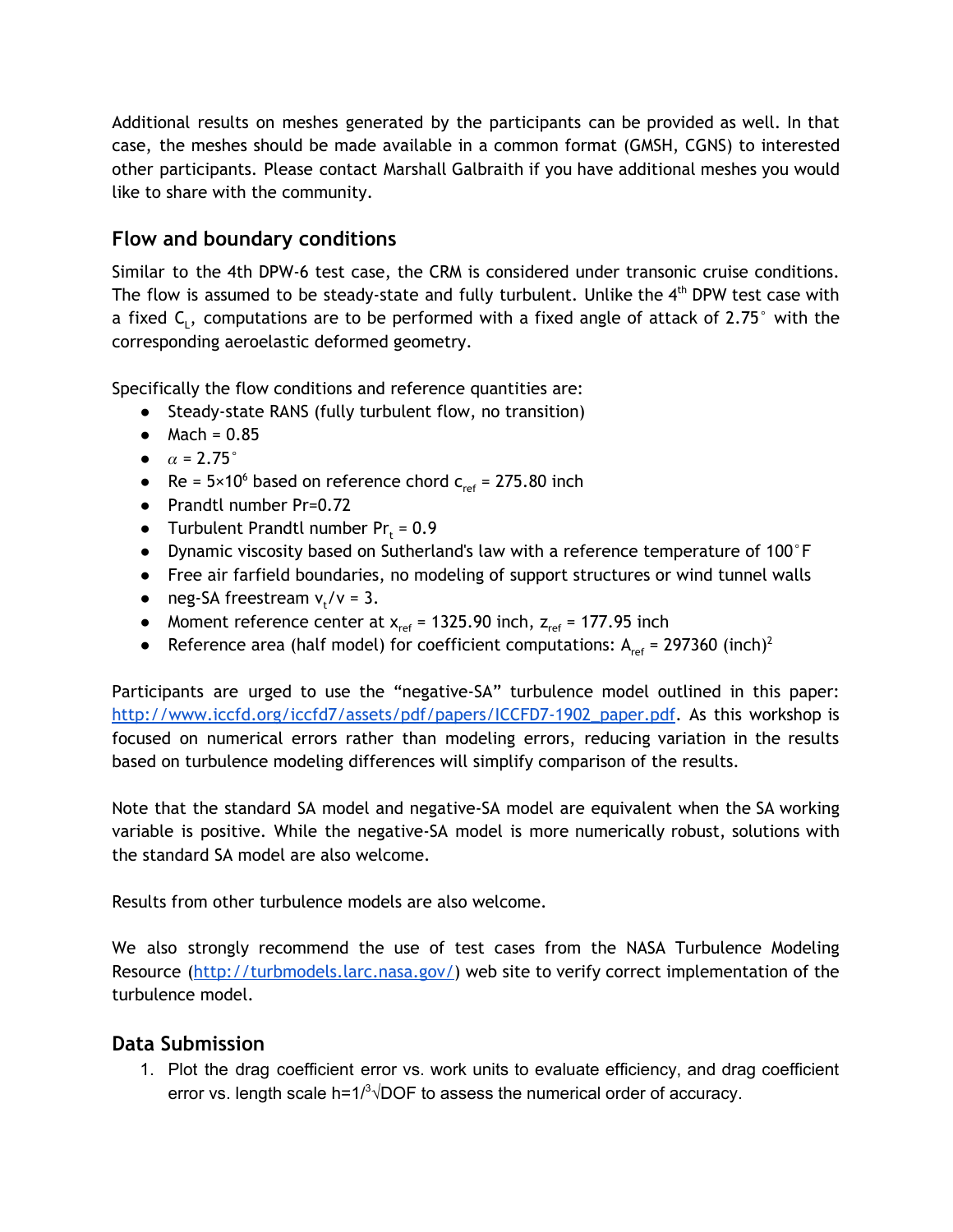Additional results on meshes generated by the participants can be provided as well. In that case, the meshes should be made available in a common format (GMSH, CGNS) to interested other participants. Please contact Marshall Galbraith if you have additional meshes you would like to share with the community.

## Flow and boundary conditions

Similar to the 4th DPW-6 test case, the CRM is considered under transonic cruise conditions. The flow is assumed to be steady-state and fully turbulent. Unlike the 4th DPW test case with a fixed $C_L$, computations are to be performed with a fixed angle of attack of 2.75° with the corresponding aeroelastic deformed geometry.

Specifically the flow conditions and reference quantities are:

- Steady-state RANS (fully turbulent flow, no transition)
- Mach = 0.85
- $\alpha$ = 2.75°
- Re = $5 \times 10^6$ based on reference chord $c_{ref}$ = 275.80 inch
- Prandtl number Pr=0.72
- Turbulent Prandtl number $Pr_t$ = 0.9
- Dynamic viscosity based on Sutherland's law with a reference temperature of 100°F
- Free air farfield boundaries, no modeling of support structures or wind tunnel walls
- neg-SA freestream $v_t/v$ = 3.
- Moment reference center at $x_{ref}$ = 1325.90 inch, $z_{ref}$ = 177.95 inch
- Reference area (half model) for coefficient computations: $A_{ref}$ = 297360 $(\text{inch})^2$

Participants are urged to use the "negative-SA" turbulence model outlined in this paper: http://www.iccfd.org/iccfd7/assets/pdf/papers/ICCFD7-1902_paper.pdf. As this workshop is focused on numerical errors rather than modeling errors, reducing variation in the results based on turbulence modeling differences will simplify comparison of the results.

Note that the standard SA model and negative-SA model are equivalent when the SA working variable is positive. While the negative-SA model is more numerically robust, solutions with the standard SA model are also welcome.

Results from other turbulence models are also welcome.

We also strongly recommend the use of test cases from the NASA Turbulence Modeling Resource (http://turbmodels.larc.nasa.gov/) web site to verify correct implementation of the turbulence model.

## Data Submission

1. Plot the drag coefficient error vs. work units to evaluate efficiency, and drag coefficient error vs. length scale $h=1/\sqrt[3]{DOF}$ to assess the numerical order of accuracy.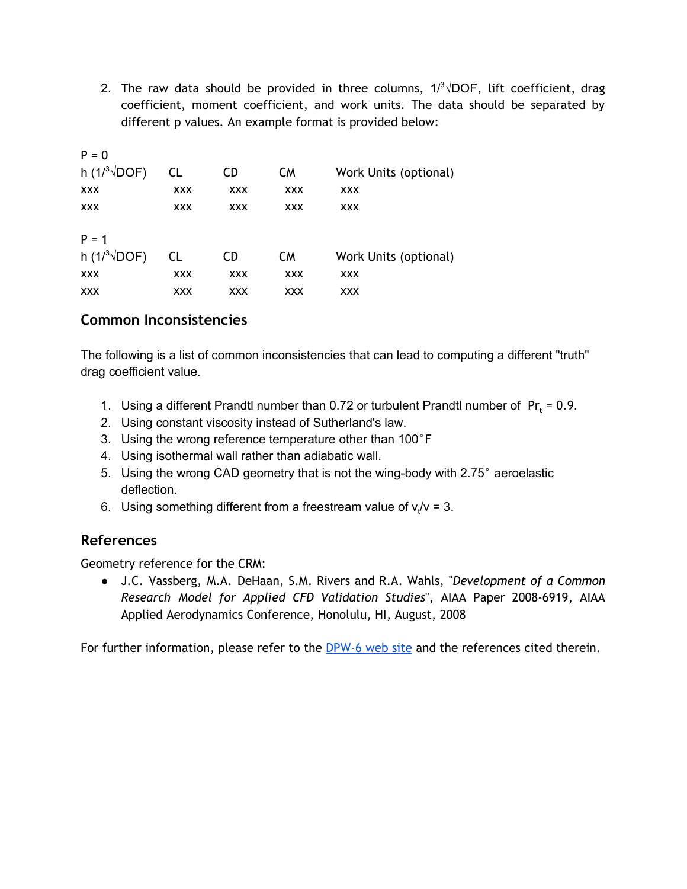2. The raw data should be provided in three columns, $1/\sqrt[3]{DOF}$, lift coefficient, drag coefficient, moment coefficient, and work units. The data should be separated by different p values. An example format is provided below:

P = 0

| h ($1/\sqrt[3]{DOF}$) | CL | CD | CM | Work Units (optional) |
|---|---|---|---|---|
| xxx | xxx | xxx | xxx | xxx |
| xxx | xxx | xxx | xxx | xxx |

P = 1

| h ($1/\sqrt[3]{DOF}$) | CL | CD | CM | Work Units (optional) |
|---|---|---|---|---|
| xxx | xxx | xxx | xxx | xxx |
| xxx | xxx | xxx | xxx | xxx |

## Common Inconsistencies

The following is a list of common inconsistencies that can lead to computing a different "truth" drag coefficient value.

1. Using a different Prandtl number than 0.72 or turbulent Prandtl number of $Pr_t = 0.9$.
2. Using constant viscosity instead of Sutherland's law.
3. Using the wrong reference temperature other than 100°F
4. Using isothermal wall rather than adiabatic wall.
5. Using the wrong CAD geometry that is not the wing-body with 2.75° aeroelastic deflection.
6. Using something different from a freestream value of $v_t/v = 3$.

## References

Geometry reference for the CRM:

- J.C. Vassberg, M.A. DeHaan, S.M. Rivers and R.A. Wahls, "*Development of a Common Research Model for Applied CFD Validation Studies*", AIAA Paper 2008-6919, AIAA Applied Aerodynamics Conference, Honolulu, HI, August, 2008

For further information, please refer to the DPW-6 web site and the references cited therein.